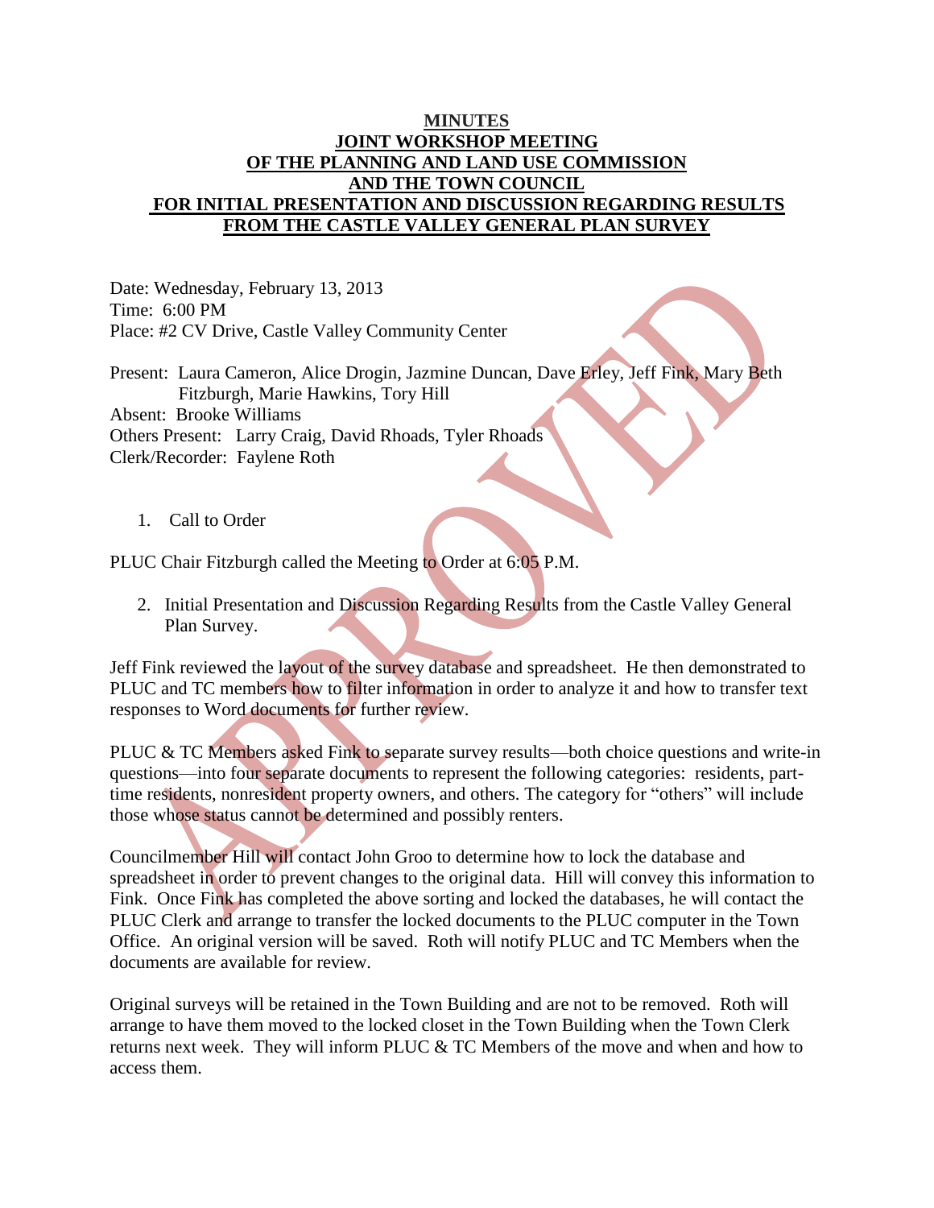# MINUTES
# JOINT WORKSHOP MEETING
# OF THE PLANNING AND LAND USE COMMISSION
# AND THE TOWN COUNCIL
# FOR INITIAL PRESENTATION AND DISCUSSION REGARDING RESULTS FROM THE CASTLE VALLEY GENERAL PLAN SURVEY

Date: Wednesday, February 13, 2013
Time: 6:00 PM
Place: #2 CV Drive, Castle Valley Community Center

Present: Laura Cameron, Alice Drogin, Jazmine Duncan, Dave Erley, Jeff Fink, Mary Beth Fitzburgh, Marie Hawkins, Tory Hill
Absent: Brooke Williams
Others Present: Larry Craig, David Rhoads, Tyler Rhoads
Clerk/Recorder: Faylene Roth

1. Call to Order

PLUC Chair Fitzburgh called the Meeting to Order at 6:05 P.M.

2. Initial Presentation and Discussion Regarding Results from the Castle Valley General Plan Survey.

Jeff Fink reviewed the layout of the survey database and spreadsheet. He then demonstrated to PLUC and TC members how to filter information in order to analyze it and how to transfer text responses to Word documents for further review.

PLUC & TC Members asked Fink to separate survey results—both choice questions and write-in questions—into four separate documents to represent the following categories: residents, part-time residents, nonresident property owners, and others. The category for "others" will include those whose status cannot be determined and possibly renters.

Councilmember Hill will contact John Groo to determine how to lock the database and spreadsheet in order to prevent changes to the original data. Hill will convey this information to Fink. Once Fink has completed the above sorting and locked the databases, he will contact the PLUC Clerk and arrange to transfer the locked documents to the PLUC computer in the Town Office. An original version will be saved. Roth will notify PLUC and TC Members when the documents are available for review.

Original surveys will be retained in the Town Building and are not to be removed. Roth will arrange to have them moved to the locked closet in the Town Building when the Town Clerk returns next week. They will inform PLUC & TC Members of the move and when and how to access them.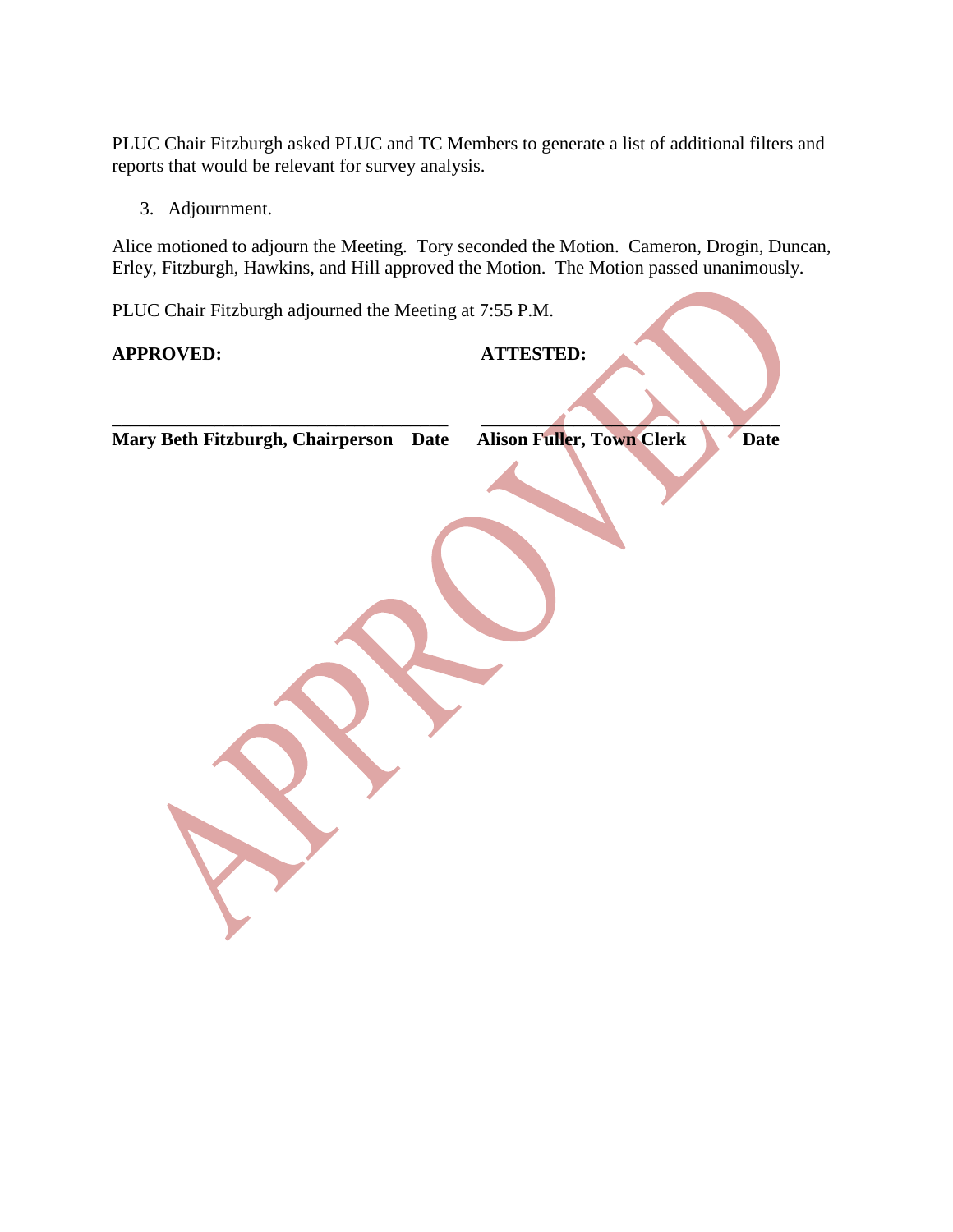PLUC Chair Fitzburgh asked PLUC and TC Members to generate a list of additional filters and reports that would be relevant for survey analysis.

3. Adjournment.

Alice motioned to adjourn the Meeting. Tory seconded the Motion. Cameron, Drogin, Duncan, Erley, Fitzburgh, Hawkins, and Hill approved the Motion. The Motion passed unanimously.

PLUC Chair Fitzburgh adjourned the Meeting at 7:55 P.M.

**APPROVED:** **ATTESTED:**

\_\_\_\_\_\_\_\_\_\_\_\_\_\_\_\_\_\_\_\_\_\_\_\_\_\_\_\_\_\_\_\_\_\_\_ \_\_\_\_\_\_\_\_\_\_\_\_\_\_\_\_\_\_\_\_\_\_\_\_\_\_\_\_\_\_\_\_\_\_\_

**Mary Beth Fitzburgh, Chairperson Date** **Alison Fuller, Town Clerk Date**

APPROVED